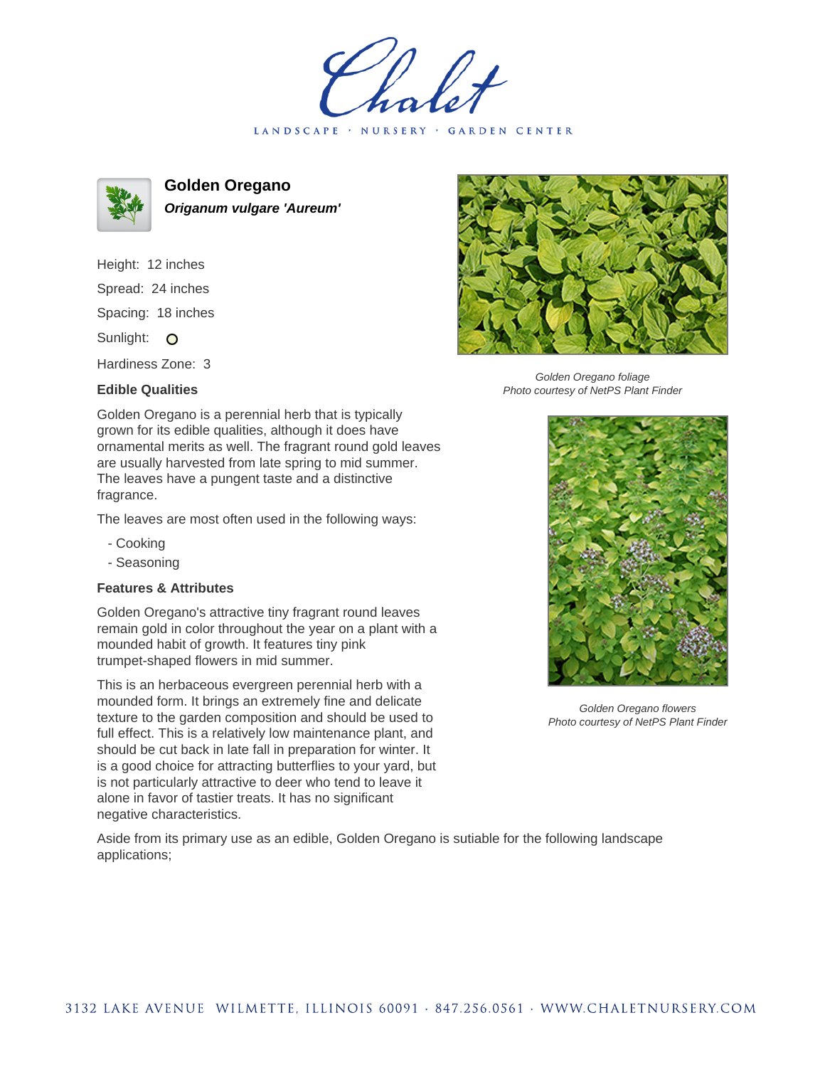Chalet

LANDSCAPE · NURSERY · GARDEN CENTER

# Golden Oregano

***Origanum vulgare 'Aureum'***

Height: 12 inches

Spread: 24 inches

Spacing: 18 inches

Sunlight: O

Hardiness Zone: 3

### Edible Qualities

Golden Oregano is a perennial herb that is typically grown for its edible qualities, although it does have ornamental merits as well. The fragrant round gold leaves are usually harvested from late spring to mid summer. The leaves have a pungent taste and a distinctive fragrance.

The leaves are most often used in the following ways:

- Cooking
- Seasoning

### Features & Attributes

Golden Oregano's attractive tiny fragrant round leaves remain gold in color throughout the year on a plant with a mounded habit of growth. It features tiny pink trumpet-shaped flowers in mid summer.

This is an herbaceous evergreen perennial herb with a mounded form. It brings an extremely fine and delicate texture to the garden composition and should be used to full effect. This is a relatively low maintenance plant, and should be cut back in late fall in preparation for winter. It is a good choice for attracting butterflies to your yard, but is not particularly attractive to deer who tend to leave it alone in favor of tastier treats. It has no significant negative characteristics.

*Golden Oregano foliage*
*Photo courtesy of NetPS Plant Finder*

*Golden Oregano flowers*
*Photo courtesy of NetPS Plant Finder*

Aside from its primary use as an edible, Golden Oregano is sutiable for the following landscape applications;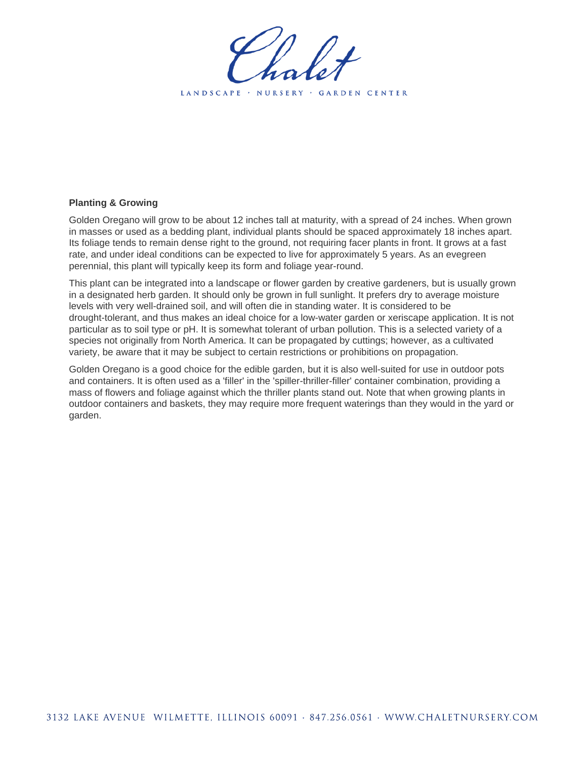**Planting & Growing**

Golden Oregano will grow to be about 12 inches tall at maturity, with a spread of 24 inches. When grown in masses or used as a bedding plant, individual plants should be spaced approximately 18 inches apart. Its foliage tends to remain dense right to the ground, not requiring facer plants in front. It grows at a fast rate, and under ideal conditions can be expected to live for approximately 5 years. As an evegreen perennial, this plant will typically keep its form and foliage year-round.

This plant can be integrated into a landscape or flower garden by creative gardeners, but is usually grown in a designated herb garden. It should only be grown in full sunlight. It prefers dry to average moisture levels with very well-drained soil, and will often die in standing water. It is considered to be drought-tolerant, and thus makes an ideal choice for a low-water garden or xeriscape application. It is not particular as to soil type or pH. It is somewhat tolerant of urban pollution. This is a selected variety of a species not originally from North America. It can be propagated by cuttings; however, as a cultivated variety, be aware that it may be subject to certain restrictions or prohibitions on propagation.

Golden Oregano is a good choice for the edible garden, but it is also well-suited for use in outdoor pots and containers. It is often used as a 'filler' in the 'spiller-thriller-filler' container combination, providing a mass of flowers and foliage against which the thriller plants stand out. Note that when growing plants in outdoor containers and baskets, they may require more frequent waterings than they would in the yard or garden.